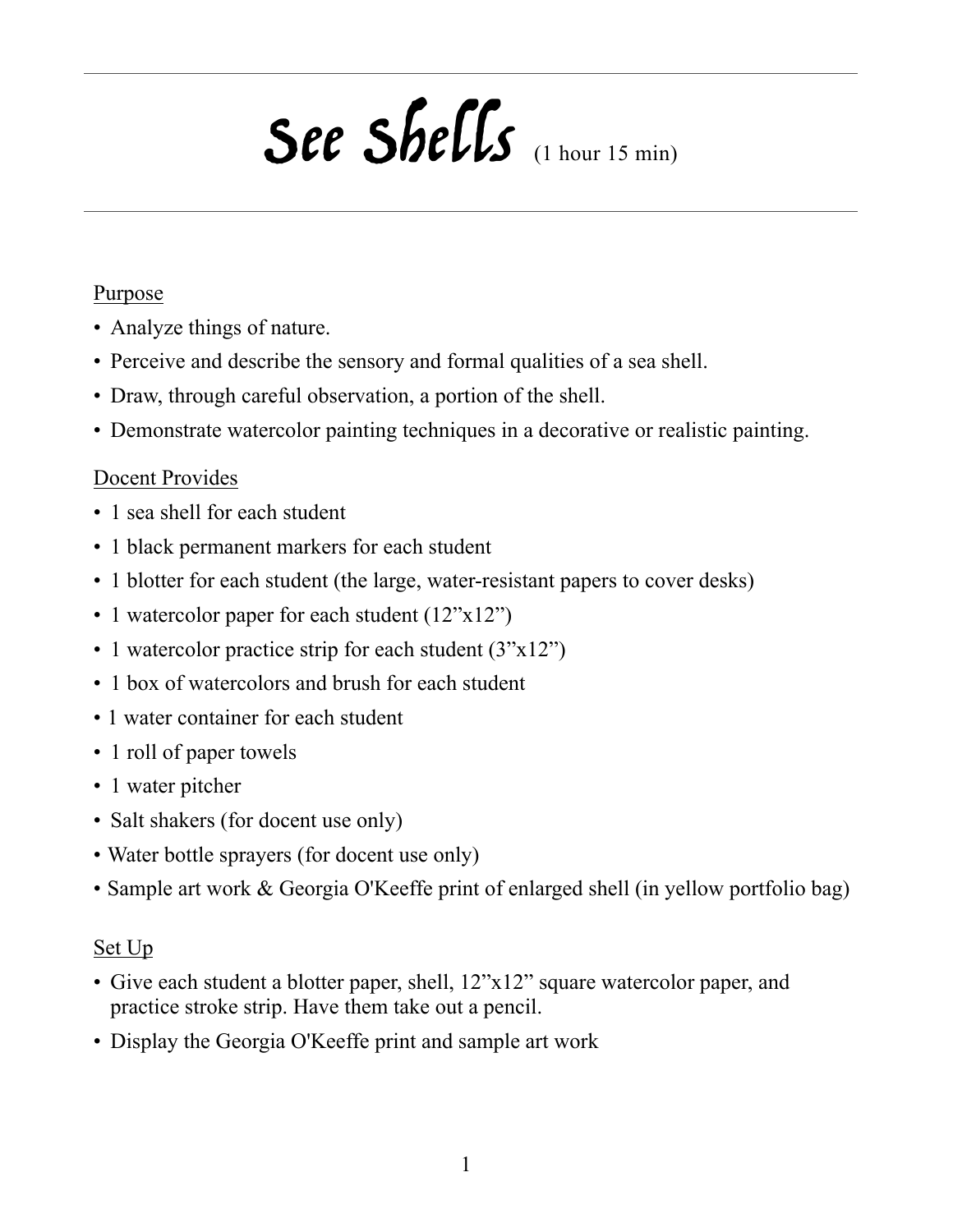# See Shells (1 hour 15 min)

Purpose

- Analyze things of nature.
- Perceive and describe the sensory and formal qualities of a sea shell.
- Draw, through careful observation, a portion of the shell.
- Demonstrate watercolor painting techniques in a decorative or realistic painting.

Docent Provides

- 1 sea shell for each student
- 1 black permanent markers for each student
- 1 blotter for each student (the large, water-resistant papers to cover desks)
- 1 watercolor paper for each student (12”x12”)
- 1 watercolor practice strip for each student (3”x12”)
- 1 box of watercolors and brush for each student
- 1 water container for each student
- 1 roll of paper towels
- 1 water pitcher
- Salt shakers (for docent use only)
- Water bottle sprayers (for docent use only)
- Sample art work & Georgia O'Keeffe print of enlarged shell (in yellow portfolio bag)

Set Up

- Give each student a blotter paper, shell, 12”x12” square watercolor paper, and practice stroke strip. Have them take out a pencil.
- Display the Georgia O'Keeffe print and sample art work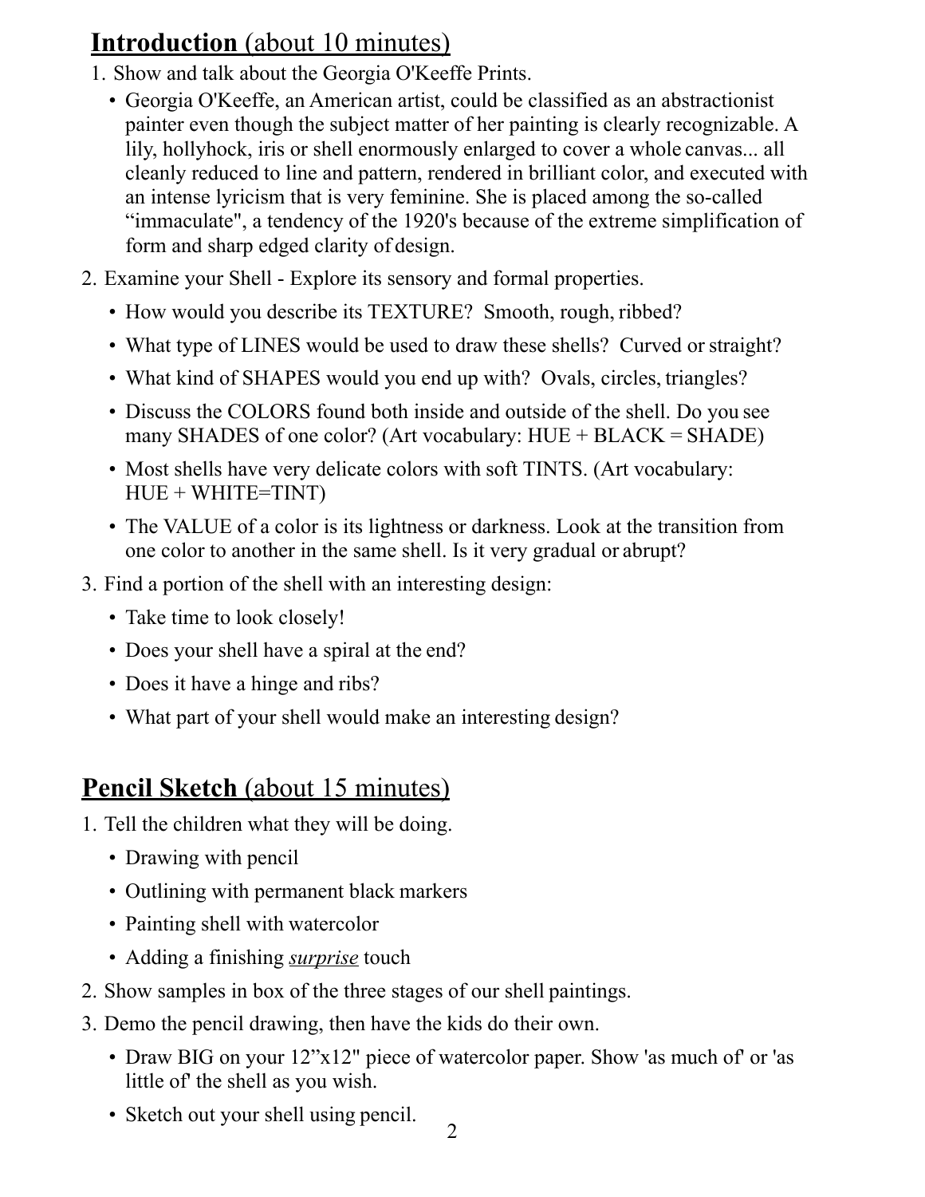## **Introduction** (about 10 minutes)

1. Show and talk about the Georgia O'Keeffe Prints.
   - Georgia O'Keeffe, an American artist, could be classified as an abstractionist painter even though the subject matter of her painting is clearly recognizable. A lily, hollyhock, iris or shell enormously enlarged to cover a whole canvas... all cleanly reduced to line and pattern, rendered in brilliant color, and executed with an intense lyricism that is very feminine. She is placed among the so-called "immaculate", a tendency of the 1920's because of the extreme simplification of form and sharp edged clarity of design.
2. Examine your Shell - Explore its sensory and formal properties.
   - How would you describe its TEXTURE? Smooth, rough, ribbed?
   - What type of LINES would be used to draw these shells? Curved or straight?
   - What kind of SHAPES would you end up with? Ovals, circles, triangles?
   - Discuss the COLORS found both inside and outside of the shell. Do you see many SHADES of one color? (Art vocabulary: HUE + BLACK = SHADE)
   - Most shells have very delicate colors with soft TINTS. (Art vocabulary: HUE + WHITE=TINT)
   - The VALUE of a color is its lightness or darkness. Look at the transition from one color to another in the same shell. Is it very gradual or abrupt?
3. Find a portion of the shell with an interesting design:
   - Take time to look closely!
   - Does your shell have a spiral at the end?
   - Does it have a hinge and ribs?
   - What part of your shell would make an interesting design?

## **Pencil Sketch** (about 15 minutes)

1. Tell the children what they will be doing.
   - Drawing with pencil
   - Outlining with permanent black markers
   - Painting shell with watercolor
   - Adding a finishing ***surprise*** touch
2. Show samples in box of the three stages of our shell paintings.
3. Demo the pencil drawing, then have the kids do their own.
   - Draw BIG on your 12"x12" piece of watercolor paper. Show 'as much of' or 'as little of' the shell as you wish.
   - Sketch out your shell using pencil.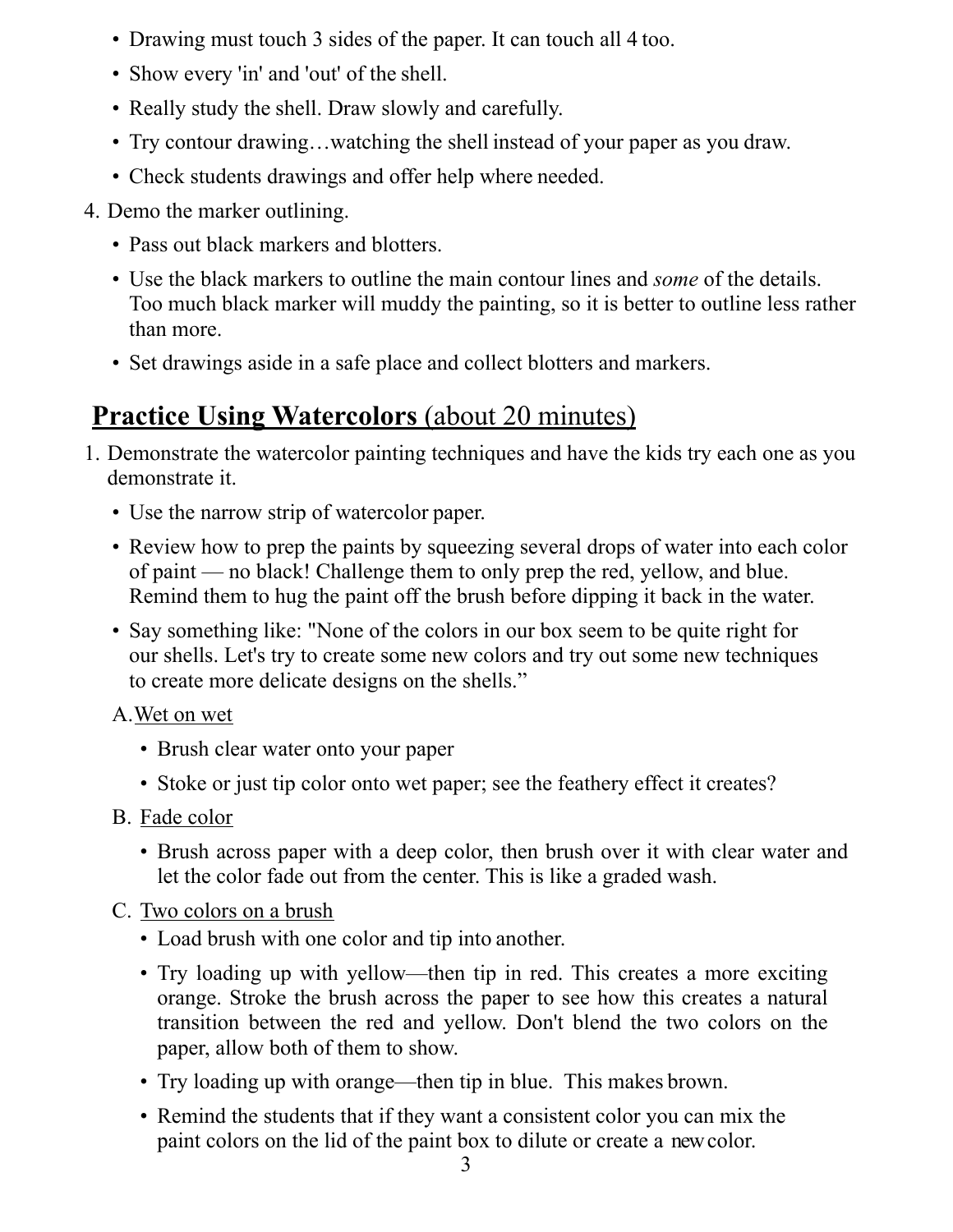- Drawing must touch 3 sides of the paper. It can touch all 4 too.
- Show every 'in' and 'out' of the shell.
- Really study the shell. Draw slowly and carefully.
- Try contour drawing…watching the shell instead of your paper as you draw.
- Check students drawings and offer help where needed.

4. Demo the marker outlining.
   - Pass out black markers and blotters.
   - Use the black markers to outline the main contour lines and *some* of the details. Too much black marker will muddy the painting, so it is better to outline less rather than more.
   - Set drawings aside in a safe place and collect blotters and markers.

## **Practice Using Watercolors** (about 20 minutes)

1. Demonstrate the watercolor painting techniques and have the kids try each one as you demonstrate it.
   - Use the narrow strip of watercolor paper.
   - Review how to prep the paints by squeezing several drops of water into each color of paint — no black! Challenge them to only prep the red, yellow, and blue. Remind them to hug the paint off the brush before dipping it back in the water.
   - Say something like: "None of the colors in our box seem to be quite right for our shells. Let's try to create some new colors and try out some new techniques to create more delicate designs on the shells."

   A. Wet on wet
      - Brush clear water onto your paper
      - Stoke or just tip color onto wet paper; see the feathery effect it creates?

   B. Fade color
      - Brush across paper with a deep color, then brush over it with clear water and let the color fade out from the center. This is like a graded wash.

   C. Two colors on a brush
      - Load brush with one color and tip into another.
      - Try loading up with yellow—then tip in red. This creates a more exciting orange. Stroke the brush across the paper to see how this creates a natural transition between the red and yellow. Don't blend the two colors on the paper, allow both of them to show.
      - Try loading up with orange—then tip in blue. This makes brown.
      - Remind the students that if they want a consistent color you can mix the paint colors on the lid of the paint box to dilute or create a new color.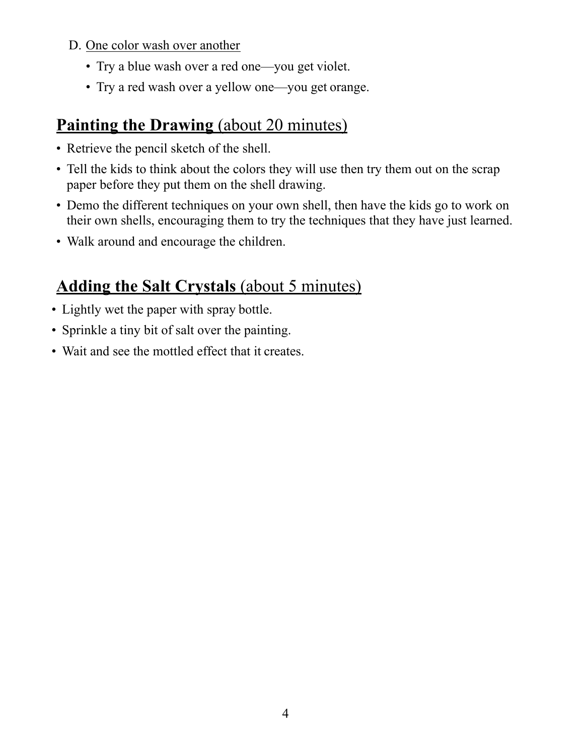D. <u>One color wash over another</u>

- Try a blue wash over a red one—you get violet.
- Try a red wash over a yellow one—you get orange.

## **Painting the Drawing** (about 20 minutes)

- Retrieve the pencil sketch of the shell.
- Tell the kids to think about the colors they will use then try them out on the scrap paper before they put them on the shell drawing.
- Demo the different techniques on your own shell, then have the kids go to work on their own shells, encouraging them to try the techniques that they have just learned.
- Walk around and encourage the children.

## **Adding the Salt Crystals** (about 5 minutes)

- Lightly wet the paper with spray bottle.
- Sprinkle a tiny bit of salt over the painting.
- Wait and see the mottled effect that it creates.